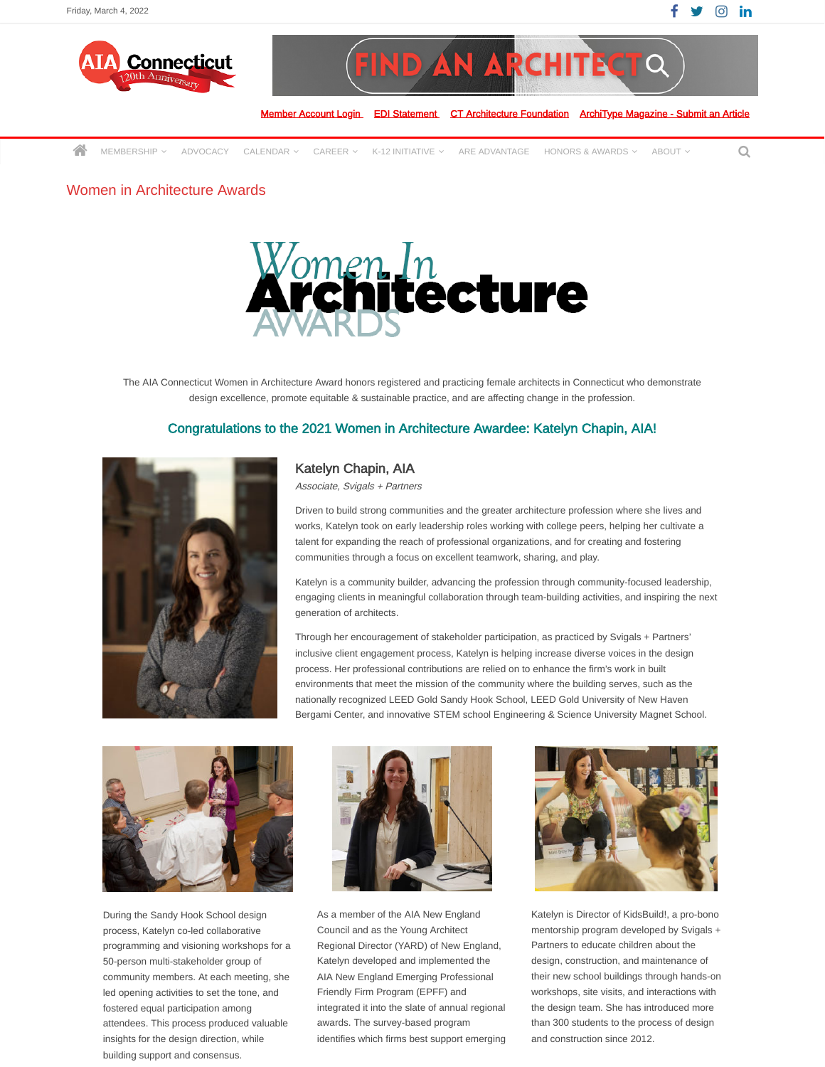Friday, March 4, 2022

Member Account Login EDI Statement CT Architecture Foundation ArchiType Magazine - Submit an Article

MEMBERSHIP ADVOCACY CALENDAR CAREER K-12 INITIATIVE ARE ADVANTAGE HONORS & AWARDS ABOUT

# Women in Architecture Awards

Women In Architecture AWARDS

The AIA Connecticut Women in Architecture Award honors registered and practicing female architects in Connecticut who demonstrate design excellence, promote equitable & sustainable practice, and are affecting change in the profession.

## Congratulations to the 2021 Women in Architecture Awardee: Katelyn Chapin, AIA!

### Katelyn Chapin, AIA

*Associate, Svigals + Partners*

Driven to build strong communities and the greater architecture profession where she lives and works, Katelyn took on early leadership roles working with college peers, helping her cultivate a talent for expanding the reach of professional organizations, and for creating and fostering communities through a focus on excellent teamwork, sharing, and play.

Katelyn is a community builder, advancing the profession through community-focused leadership, engaging clients in meaningful collaboration through team-building activities, and inspiring the next generation of architects.

Through her encouragement of stakeholder participation, as practiced by Svigals + Partners' inclusive client engagement process, Katelyn is helping increase diverse voices in the design process. Her professional contributions are relied on to enhance the firm's work in built environments that meet the mission of the community where the building serves, such as the nationally recognized LEED Gold Sandy Hook School, LEED Gold University of New Haven Bergami Center, and innovative STEM school Engineering & Science University Magnet School.

During the Sandy Hook School design process, Katelyn co-led collaborative programming and visioning workshops for a 50-person multi-stakeholder group of community members. At each meeting, she led opening activities to set the tone, and fostered equal participation among attendees. This process produced valuable insights for the design direction, while building support and consensus.

As a member of the AIA New England Council and as the Young Architect Regional Director (YARD) of New England, Katelyn developed and implemented the AIA New England Emerging Professional Friendly Firm Program (EPFF) and integrated it into the slate of annual regional awards. The survey-based program identifies which firms best support emerging

Katelyn is Director of KidsBuild!, a pro-bono mentorship program developed by Svigals + Partners to educate children about the design, construction, and maintenance of their new school buildings through hands-on workshops, site visits, and interactions with the design team. She has introduced more than 300 students to the process of design and construction since 2012.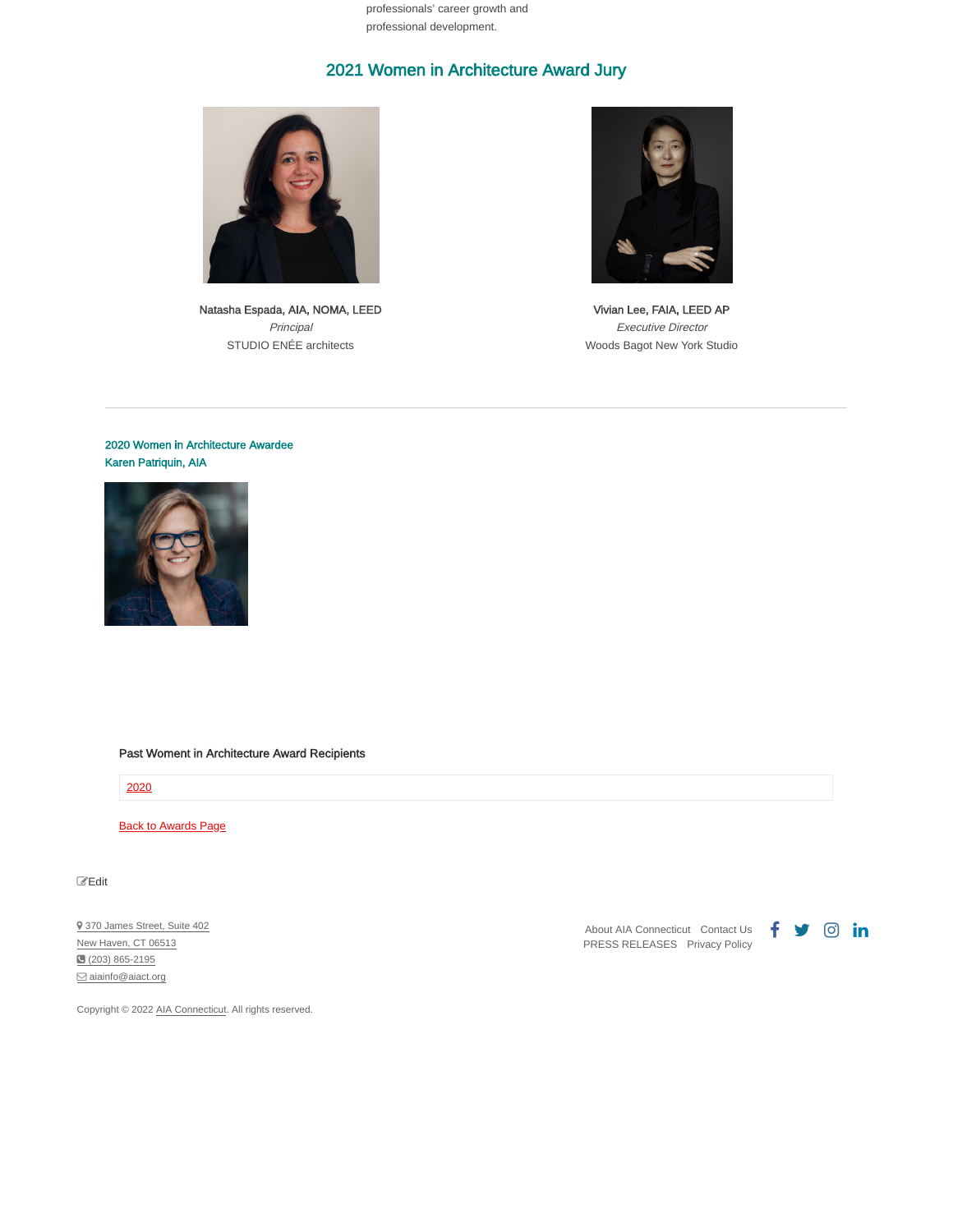professionals' career growth and professional development.

## 2021 Women in Architecture Award Jury

**Natasha Espada, AIA, NOMA, LEED**
*Principal*
STUDIO ENÉE architects

**Vivian Lee, FAIA, LEED AP**
*Executive Director*
Woods Bagot New York Studio

---

**2020 Women in Architecture Awardee**
**Karen Patriquin, AIA**

**Past Woment in Architecture Award Recipients**

| |
|---|
| 2020 |

Back to Awards Page

Edit

370 James Street, Suite 402
New Haven, CT 06513
(203) 865-2195
aiainfo@aiact.org

About AIA Connecticut Contact Us
PRESS RELEASES Privacy Policy

Copyright © 2022 AIA Connecticut. All rights reserved.